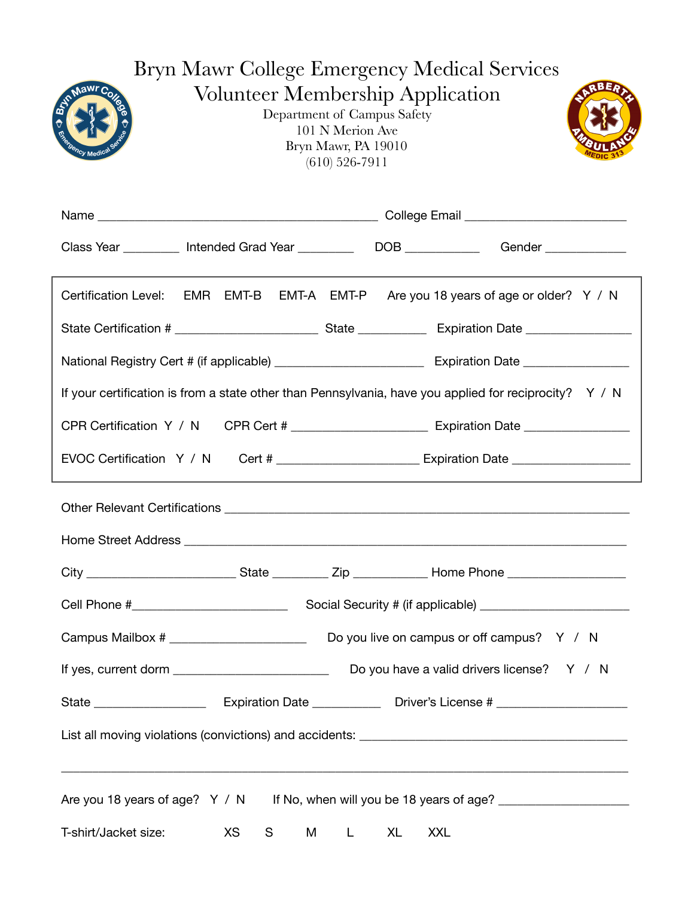# Bryn Mawr College Emergency Medical Services
## Volunteer Membership Application

Department of Campus Safety
101 N Merion Ave
Bryn Mawr, PA 19010
(610) 526-7911

Name ___________________________________________ College Email _________________________

Class Year ________ Intended Grad Year ________ DOB ___________ Gender ____________

Certification Level: EMR EMT-B EMT-A EMT-P Are you 18 years of age or older? Y / N

State Certification # ______________________ State __________ Expiration Date ________________

National Registry Cert # (if applicable) ______________________ Expiration Date ________________

If your certification is from a state other than Pennsylvania, have you applied for reciprocity? Y / N

CPR Certification Y / N CPR Cert # ____________________ Expiration Date _______________

EVOC Certification Y / N Cert # _____________________ Expiration Date _________________

Other Relevant Certifications ______________________________________________________________

Home Street Address _____________________________________________________________________

City ______________________ State ________ Zip ___________ Home Phone _________________

Cell Phone #_______________________ Social Security # (if applicable) ______________________

Campus Mailbox # ____________________ Do you live on campus or off campus? Y / N

If yes, current dorm _______________________ Do you have a valid drivers license? Y / N

State ________________ Expiration Date __________ Driver's License # ____________________

List all moving violations (convictions) and accidents: ________________________________________

_______________________________________________________________________________________

Are you 18 years of age? Y / N If No, when will you be 18 years of age? ___________________

T-shirt/Jacket size: XS S M L XL XXL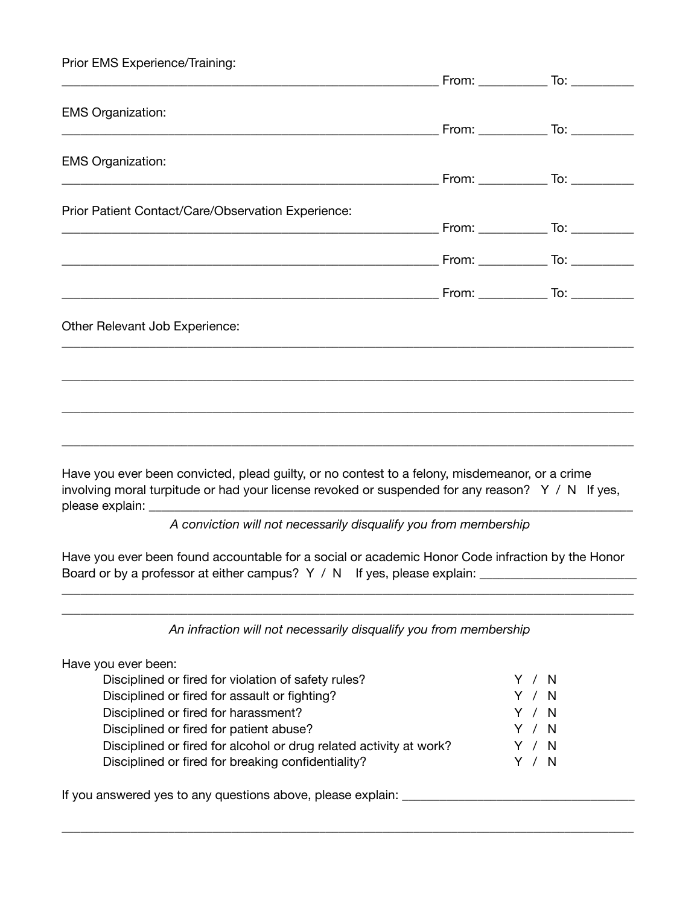Prior EMS Experience/Training:

______________________________________________________ From: __________ To: _________

EMS Organization:

______________________________________________________ From: __________ To: _________

EMS Organization:

______________________________________________________ From: __________ To: _________

Prior Patient Contact/Care/Observation Experience:

______________________________________________________ From: __________ To: _________

______________________________________________________ From: __________ To: _________

______________________________________________________ From: __________ To: _________

Other Relevant Job Experience:

_______________________________________________________________________________

_______________________________________________________________________________

_______________________________________________________________________________

_______________________________________________________________________________

Have you ever been convicted, plead guilty, or no contest to a felony, misdemeanor, or a crime involving moral turpitude or had your license revoked or suspended for any reason? Y / N If yes, please explain: ___________________________________________________________________

*A conviction will not necessarily disqualify you from membership*

Have you ever been found accountable for a social or academic Honor Code infraction by the Honor Board or by a professor at either campus? Y / N If yes, please explain: _____________________

_______________________________________________________________________________

_______________________________________________________________________________

*An infraction will not necessarily disqualify you from membership*

Have you ever been:

| | |
|---|---|
| Disciplined or fired for violation of safety rules? | Y / N |
| Disciplined or fired for assault or fighting? | Y / N |
| Disciplined or fired for harassment? | Y / N |
| Disciplined or fired for patient abuse? | Y / N |
| Disciplined or fired for alcohol or drug related activity at work? | Y / N |
| Disciplined or fired for breaking confidentiality? | Y / N |

If you answered yes to any questions above, please explain: _________________________________

_______________________________________________________________________________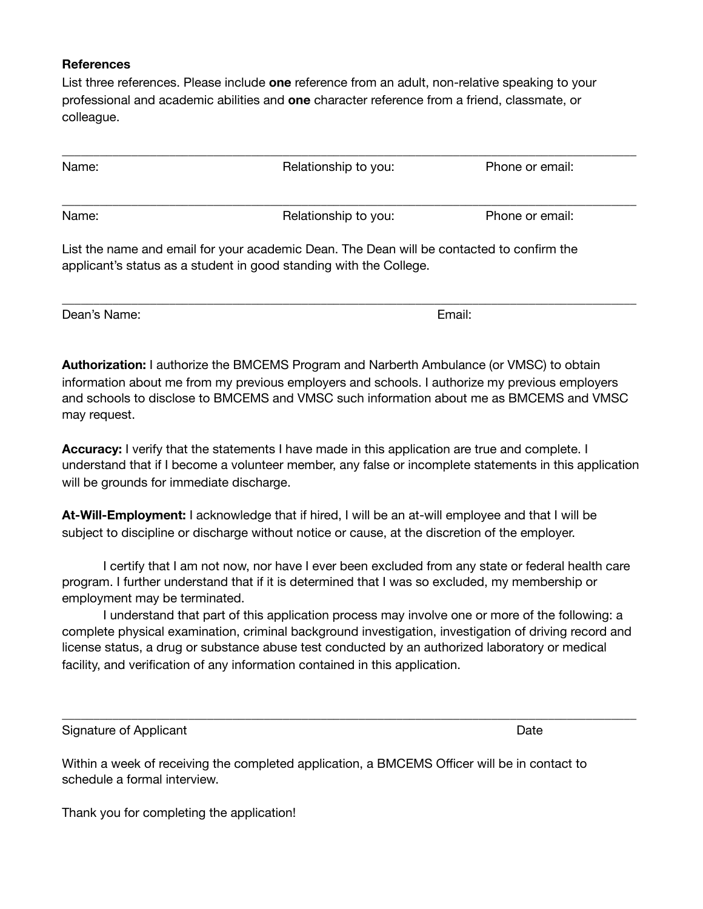**References**

List three references. Please include **one** reference from an adult, non-relative speaking to your professional and academic abilities and **one** character reference from a friend, classmate, or colleague.

______________________________________________________________________________

Name: Relationship to you: Phone or email:

______________________________________________________________________________

Name: Relationship to you: Phone or email:

List the name and email for your academic Dean. The Dean will be contacted to confirm the applicant's status as a student in good standing with the College.

______________________________________________________________________________

Dean's Name: Email:

**Authorization:** I authorize the BMCEMS Program and Narberth Ambulance (or VMSC) to obtain information about me from my previous employers and schools. I authorize my previous employers and schools to disclose to BMCEMS and VMSC such information about me as BMCEMS and VMSC may request.

**Accuracy:** I verify that the statements I have made in this application are true and complete. I understand that if I become a volunteer member, any false or incomplete statements in this application will be grounds for immediate discharge.

**At-Will-Employment:** I acknowledge that if hired, I will be an at-will employee and that I will be subject to discipline or discharge without notice or cause, at the discretion of the employer.

I certify that I am not now, nor have I ever been excluded from any state or federal health care program. I further understand that if it is determined that I was so excluded, my membership or employment may be terminated.

I understand that part of this application process may involve one or more of the following: a complete physical examination, criminal background investigation, investigation of driving record and license status, a drug or substance abuse test conducted by an authorized laboratory or medical facility, and verification of any information contained in this application.

______________________________________________________________________________

Signature of Applicant Date

Within a week of receiving the completed application, a BMCEMS Officer will be in contact to schedule a formal interview.

Thank you for completing the application!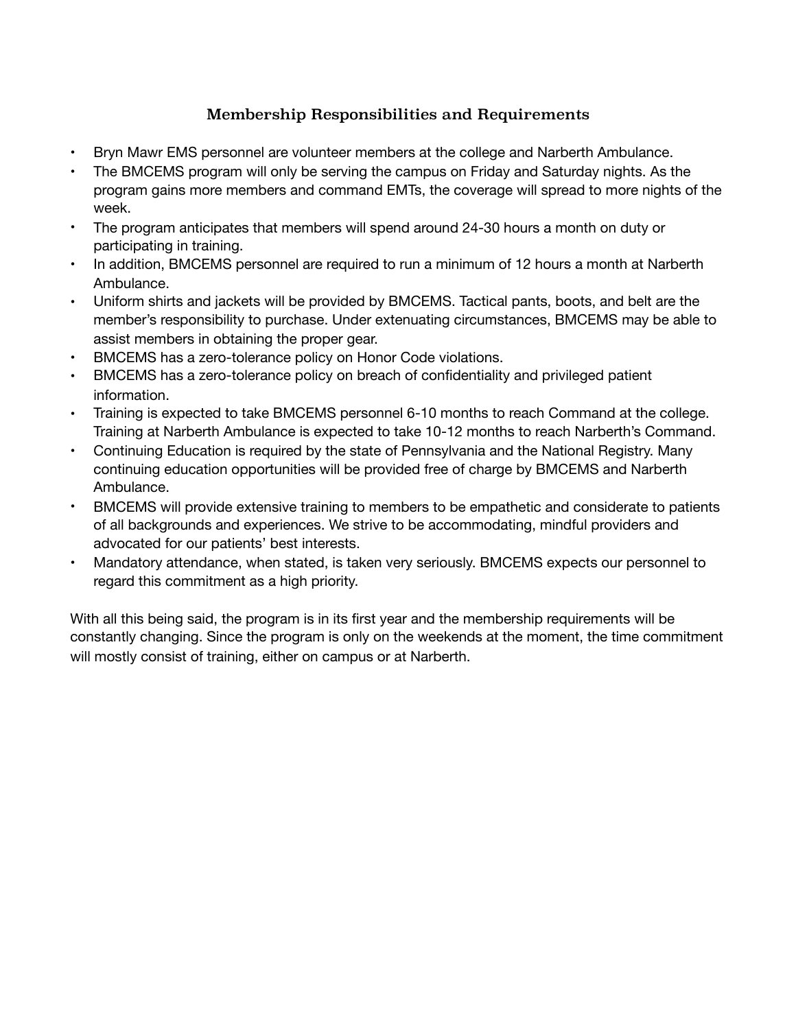## Membership Responsibilities and Requirements

- Bryn Mawr EMS personnel are volunteer members at the college and Narberth Ambulance.
- The BMCEMS program will only be serving the campus on Friday and Saturday nights. As the program gains more members and command EMTs, the coverage will spread to more nights of the week.
- The program anticipates that members will spend around 24-30 hours a month on duty or participating in training.
- In addition, BMCEMS personnel are required to run a minimum of 12 hours a month at Narberth Ambulance.
- Uniform shirts and jackets will be provided by BMCEMS. Tactical pants, boots, and belt are the member's responsibility to purchase. Under extenuating circumstances, BMCEMS may be able to assist members in obtaining the proper gear.
- BMCEMS has a zero-tolerance policy on Honor Code violations.
- BMCEMS has a zero-tolerance policy on breach of confidentiality and privileged patient information.
- Training is expected to take BMCEMS personnel 6-10 months to reach Command at the college. Training at Narberth Ambulance is expected to take 10-12 months to reach Narberth's Command.
- Continuing Education is required by the state of Pennsylvania and the National Registry. Many continuing education opportunities will be provided free of charge by BMCEMS and Narberth Ambulance.
- BMCEMS will provide extensive training to members to be empathetic and considerate to patients of all backgrounds and experiences. We strive to be accommodating, mindful providers and advocated for our patients' best interests.
- Mandatory attendance, when stated, is taken very seriously. BMCEMS expects our personnel to regard this commitment as a high priority.

With all this being said, the program is in its first year and the membership requirements will be constantly changing. Since the program is only on the weekends at the moment, the time commitment will mostly consist of training, either on campus or at Narberth.